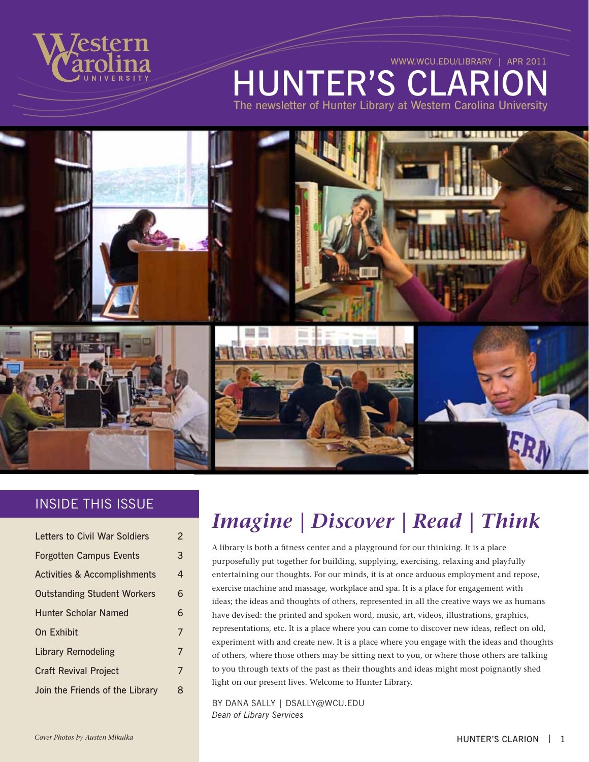Western Carolina University

WWW.WCU.EDU/LIBRARY | APR 2011

# HUNTER'S CLARION

The newsletter of Hunter Library at Western Carolina University

## INSIDE THIS ISSUE

| | |
|---|---|
| Letters to Civil War Soldiers | 2 |
| Forgotten Campus Events | 3 |
| Activities & Accomplishments | 4 |
| Outstanding Student Workers | 6 |
| Hunter Scholar Named | 6 |
| On Exhibit | 7 |
| Library Remodeling | 7 |
| Craft Revival Project | 7 |
| Join the Friends of the Library | 8 |

*Cover Photos by Austen Mikulka*

## *Imagine | Discover | Read | Think*

A library is both a fitness center and a playground for our thinking. It is a place purposefully put together for building, supplying, exercising, relaxing and playfully entertaining our thoughts. For our minds, it is at once arduous employment and repose, exercise machine and massage, workplace and spa. It is a place for engagement with ideas; the ideas and thoughts of others, represented in all the creative ways we as humans have devised: the printed and spoken word, music, art, videos, illustrations, graphics, representations, etc. It is a place where you can come to discover new ideas, reflect on old, experiment with and create new. It is a place where you engage with the ideas and thoughts of others, where those others may be sitting next to you, or where those others are talking to you through texts of the past as their thoughts and ideas might most poignantly shed light on our present lives. Welcome to Hunter Library.

BY DANA SALLY | DSALLY@WCU.EDU
*Dean of Library Services*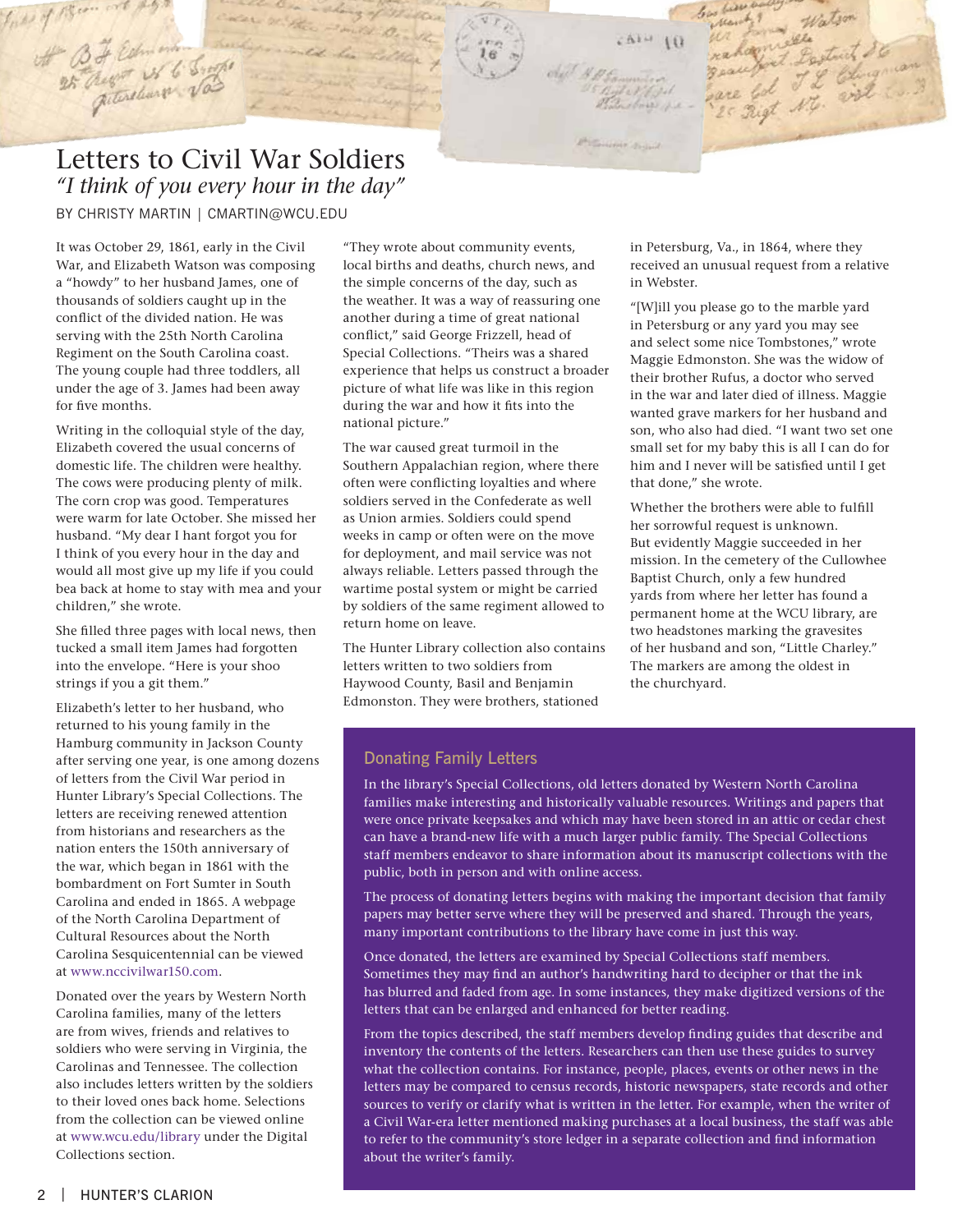# Letters to Civil War Soldiers

*"I think of you every hour in the day"*

BY CHRISTY MARTIN | CMARTIN@WCU.EDU

It was October 29, 1861, early in the Civil War, and Elizabeth Watson was composing a "howdy" to her husband James, one of thousands of soldiers caught up in the conflict of the divided nation. He was serving with the 25th North Carolina Regiment on the South Carolina coast. The young couple had three toddlers, all under the age of 3. James had been away for five months.

Writing in the colloquial style of the day, Elizabeth covered the usual concerns of domestic life. The children were healthy. The cows were producing plenty of milk. The corn crop was good. Temperatures were warm for late October. She missed her husband. "My dear I hant forgot you for I think of you every hour in the day and would all most give up my life if you could bea back at home to stay with mea and your children," she wrote.

She filled three pages with local news, then tucked a small item James had forgotten into the envelope. "Here is your shoo strings if you a git them."

Elizabeth's letter to her husband, who returned to his young family in the Hamburg community in Jackson County after serving one year, is one among dozens of letters from the Civil War period in Hunter Library's Special Collections. The letters are receiving renewed attention from historians and researchers as the nation enters the 150th anniversary of the war, which began in 1861 with the bombardment on Fort Sumter in South Carolina and ended in 1865. A webpage of the North Carolina Department of Cultural Resources about the North Carolina Sesquicentennial can be viewed at www.nccivilwar150.com.

Donated over the years by Western North Carolina families, many of the letters are from wives, friends and relatives to soldiers who were serving in Virginia, the Carolinas and Tennessee. The collection also includes letters written by the soldiers to their loved ones back home. Selections from the collection can be viewed online at www.wcu.edu/library under the Digital Collections section.

"They wrote about community events, local births and deaths, church news, and the simple concerns of the day, such as the weather. It was a way of reassuring one another during a time of great national conflict," said George Frizzell, head of Special Collections. "Theirs was a shared experience that helps us construct a broader picture of what life was like in this region during the war and how it fits into the national picture."

The war caused great turmoil in the Southern Appalachian region, where there often were conflicting loyalties and where soldiers served in the Confederate as well as Union armies. Soldiers could spend weeks in camp or often were on the move for deployment, and mail service was not always reliable. Letters passed through the wartime postal system or might be carried by soldiers of the same regiment allowed to return home on leave.

The Hunter Library collection also contains letters written to two soldiers from Haywood County, Basil and Benjamin Edmonston. They were brothers, stationed in Petersburg, Va., in 1864, where they received an unusual request from a relative in Webster.

"[W]ill you please go to the marble yard in Petersburg or any yard you may see and select some nice Tombstones," wrote Maggie Edmonston. She was the widow of their brother Rufus, a doctor who served in the war and later died of illness. Maggie wanted grave markers for her husband and son, who also had died. "I want two set one small set for my baby this is all I can do for him and I never will be satisfied until I get that done," she wrote.

Whether the brothers were able to fulfill her sorrowful request is unknown. But evidently Maggie succeeded in her mission. In the cemetery of the Cullowhee Baptist Church, only a few hundred yards from where her letter has found a permanent home at the WCU library, are two headstones marking the gravesites of her husband and son, "Little Charley." The markers are among the oldest in the churchyard.

## Donating Family Letters

In the library's Special Collections, old letters donated by Western North Carolina families make interesting and historically valuable resources. Writings and papers that were once private keepsakes and which may have been stored in an attic or cedar chest can have a brand-new life with a much larger public family. The Special Collections staff members endeavor to share information about its manuscript collections with the public, both in person and with online access.

The process of donating letters begins with making the important decision that family papers may better serve where they will be preserved and shared. Through the years, many important contributions to the library have come in just this way.

Once donated, the letters are examined by Special Collections staff members. Sometimes they may find an author's handwriting hard to decipher or that the ink has blurred and faded from age. In some instances, they make digitized versions of the letters that can be enlarged and enhanced for better reading.

From the topics described, the staff members develop finding guides that describe and inventory the contents of the letters. Researchers can then use these guides to survey what the collection contains. For instance, people, places, events or other news in the letters may be compared to census records, historic newspapers, state records and other sources to verify or clarify what is written in the letter. For example, when the writer of a Civil War-era letter mentioned making purchases at a local business, the staff was able to refer to the community's store ledger in a separate collection and find information about the writer's family.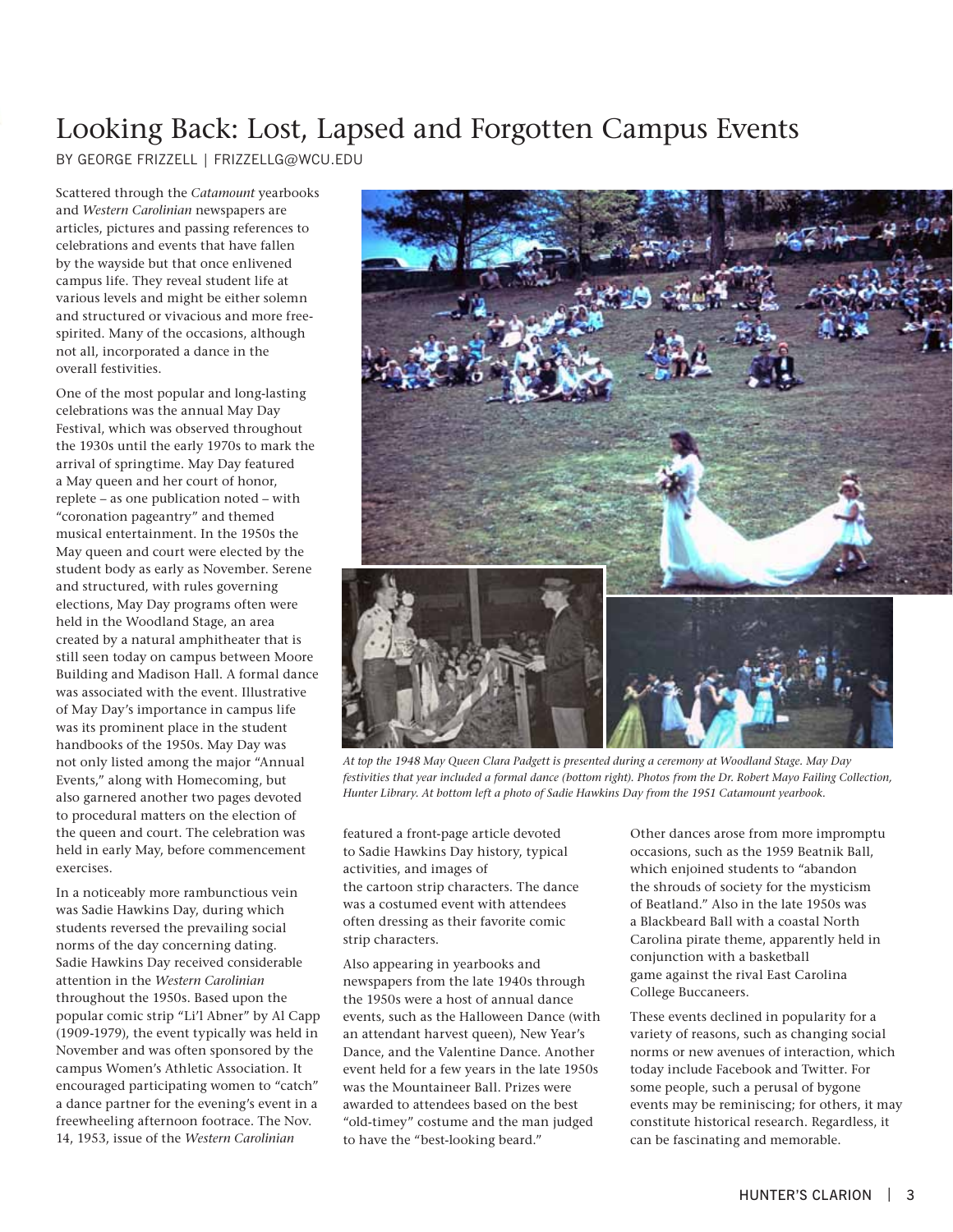# Looking Back: Lost, Lapsed and Forgotten Campus Events

BY GEORGE FRIZZELL | FRIZZELLG@WCU.EDU

Scattered through the *Catamount* yearbooks and *Western Carolinian* newspapers are articles, pictures and passing references to celebrations and events that have fallen by the wayside but that once enlivened campus life. They reveal student life at various levels and might be either solemn and structured or vivacious and more free-spirited. Many of the occasions, although not all, incorporated a dance in the overall festivities.

One of the most popular and long-lasting celebrations was the annual May Day Festival, which was observed throughout the 1930s until the early 1970s to mark the arrival of springtime. May Day featured a May queen and her court of honor, replete – as one publication noted – with "coronation pageantry" and themed musical entertainment. In the 1950s the May queen and court were elected by the student body as early as November. Serene and structured, with rules governing elections, May Day programs often were held in the Woodland Stage, an area created by a natural amphitheater that is still seen today on campus between Moore Building and Madison Hall. A formal dance was associated with the event. Illustrative of May Day's importance in campus life was its prominent place in the student handbooks of the 1950s. May Day was not only listed among the major "Annual Events," along with Homecoming, but also garnered another two pages devoted to procedural matters on the election of the queen and court. The celebration was held in early May, before commencement exercises.

In a noticeably more rambunctious vein was Sadie Hawkins Day, during which students reversed the prevailing social norms of the day concerning dating. Sadie Hawkins Day received considerable attention in the *Western Carolinian* throughout the 1950s. Based upon the popular comic strip "Li'l Abner" by Al Capp (1909-1979), the event typically was held in November and was often sponsored by the campus Women's Athletic Association. It encouraged participating women to "catch" a dance partner for the evening's event in a freewheeling afternoon footrace. The Nov. 14, 1953, issue of the *Western Carolinian* featured a front-page article devoted to Sadie Hawkins Day history, typical activities, and images of the cartoon strip characters. The dance was a costumed event with attendees often dressing as their favorite comic strip characters.

*At top the 1948 May Queen Clara Padgett is presented during a ceremony at Woodland Stage. May Day festivities that year included a formal dance (bottom right). Photos from the Dr. Robert Mayo Failing Collection, Hunter Library. At bottom left a photo of Sadie Hawkins Day from the 1951 Catamount yearbook.*

Also appearing in yearbooks and newspapers from the late 1940s through the 1950s were a host of annual dance events, such as the Halloween Dance (with an attendant harvest queen), New Year's Dance, and the Valentine Dance. Another event held for a few years in the late 1950s was the Mountaineer Ball. Prizes were awarded to attendees based on the best "old-timey" costume and the man judged to have the "best-looking beard."

Other dances arose from more impromptu occasions, such as the 1959 Beatnik Ball, which enjoined students to "abandon the shrouds of society for the mysticism of Beatland." Also in the late 1950s was a Blackbeard Ball with a coastal North Carolina pirate theme, apparently held in conjunction with a basketball game against the rival East Carolina College Buccaneers.

These events declined in popularity for a variety of reasons, such as changing social norms or new avenues of interaction, which today include Facebook and Twitter. For some people, such a perusal of bygone events may be reminiscing; for others, it may constitute historical research. Regardless, it can be fascinating and memorable.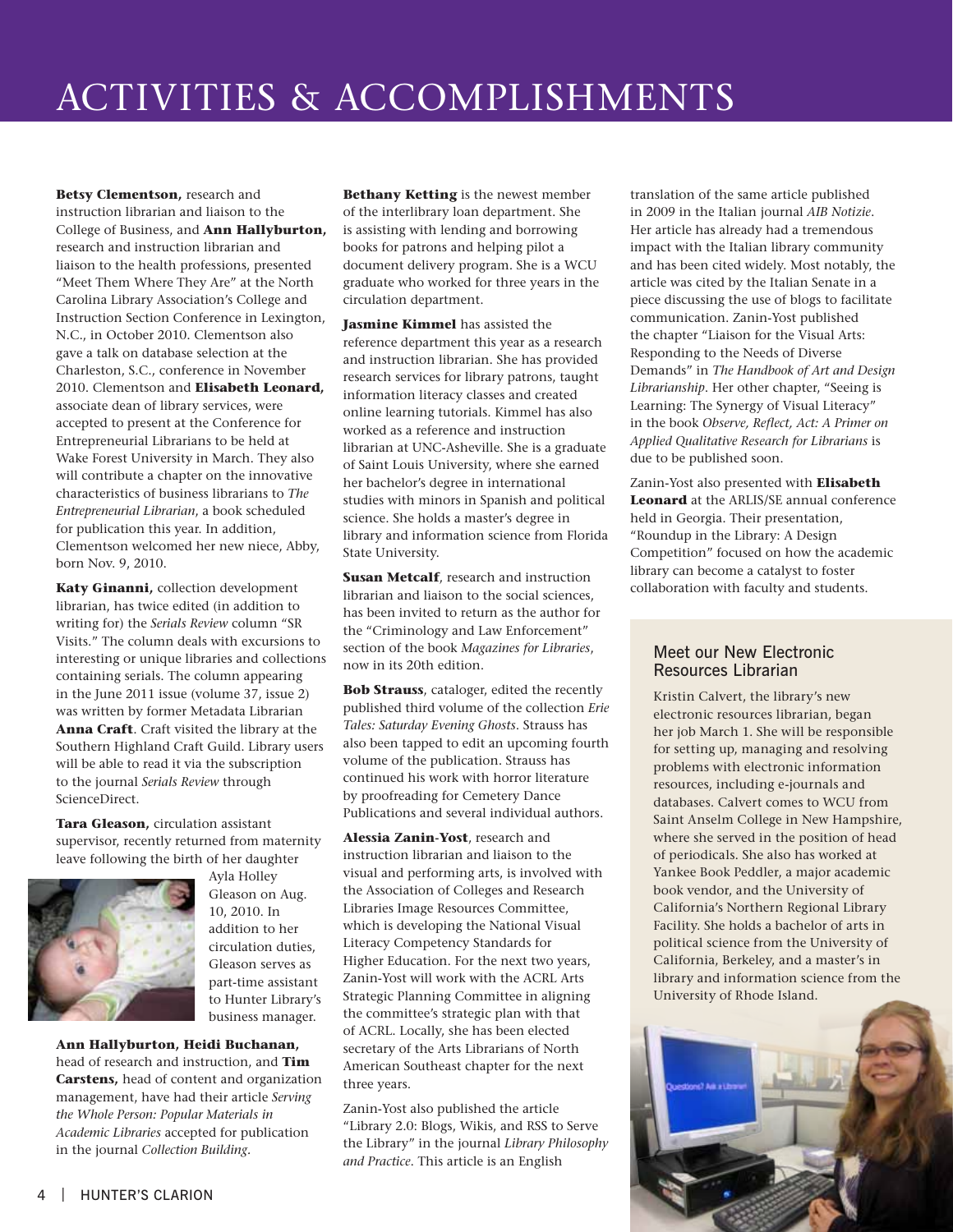# ACTIVITIES & ACCOMPLISHMENTS

**Betsy Clementson,** research and instruction librarian and liaison to the College of Business, and **Ann Hallyburton,** research and instruction librarian and liaison to the health professions, presented "Meet Them Where They Are" at the North Carolina Library Association's College and Instruction Section Conference in Lexington, N.C., in October 2010. Clementson also gave a talk on database selection at the Charleston, S.C., conference in November 2010. Clementson and **Elisabeth Leonard,** associate dean of library services, were accepted to present at the Conference for Entrepreneurial Librarians to be held at Wake Forest University in March. They also will contribute a chapter on the innovative characteristics of business librarians to *The Entrepreneurial Librarian*, a book scheduled for publication this year. In addition, Clementson welcomed her new niece, Abby, born Nov. 9, 2010.

**Katy Ginanni,** collection development librarian, has twice edited (in addition to writing for) the *Serials Review* column "SR Visits." The column deals with excursions to interesting or unique libraries and collections containing serials. The column appearing in the June 2011 issue (volume 37, issue 2) was written by former Metadata Librarian **Anna Craft**. Craft visited the library at the Southern Highland Craft Guild. Library users will be able to read it via the subscription to the journal *Serials Review* through ScienceDirect.

**Tara Gleason,** circulation assistant supervisor, recently returned from maternity leave following the birth of her daughter Ayla Holley Gleason on Aug. 10, 2010. In addition to her circulation duties, Gleason serves as part-time assistant to Hunter Library's business manager.

**Ann Hallyburton, Heidi Buchanan,** head of research and instruction, and **Tim Carstens,** head of content and organization management, have had their article *Serving the Whole Person: Popular Materials in Academic Libraries* accepted for publication in the journal *Collection Building*.

**Bethany Ketting** is the newest member of the interlibrary loan department. She is assisting with lending and borrowing books for patrons and helping pilot a document delivery program. She is a WCU graduate who worked for three years in the circulation department.

**Jasmine Kimmel** has assisted the reference department this year as a research and instruction librarian. She has provided research services for library patrons, taught information literacy classes and created online learning tutorials. Kimmel has also worked as a reference and instruction librarian at UNC-Asheville. She is a graduate of Saint Louis University, where she earned her bachelor's degree in international studies with minors in Spanish and political science. She holds a master's degree in library and information science from Florida State University.

**Susan Metcalf**, research and instruction librarian and liaison to the social sciences, has been invited to return as the author for the "Criminology and Law Enforcement" section of the book *Magazines for Libraries*, now in its 20th edition.

**Bob Strauss**, cataloger, edited the recently published third volume of the collection *Erie Tales: Saturday Evening Ghosts*. Strauss has also been tapped to edit an upcoming fourth volume of the publication. Strauss has continued his work with horror literature by proofreading for Cemetery Dance Publications and several individual authors.

**Alessia Zanin-Yost**, research and instruction librarian and liaison to the visual and performing arts, is involved with the Association of Colleges and Research Libraries Image Resources Committee, which is developing the National Visual Literacy Competency Standards for Higher Education. For the next two years, Zanin-Yost will work with the ACRL Arts Strategic Planning Committee in aligning the committee's strategic plan with that of ACRL. Locally, she has been elected secretary of the Arts Librarians of North American Southeast chapter for the next three years.

Zanin-Yost also published the article "Library 2.0: Blogs, Wikis, and RSS to Serve the Library" in the journal *Library Philosophy and Practice*. This article is an English translation of the same article published in 2009 in the Italian journal *AIB Notizie*. Her article has already had a tremendous impact with the Italian library community and has been cited widely. Most notably, the article was cited by the Italian Senate in a piece discussing the use of blogs to facilitate communication. Zanin-Yost published the chapter "Liaison for the Visual Arts: Responding to the Needs of Diverse Demands" in *The Handbook of Art and Design Librarianship*. Her other chapter, "Seeing is Learning: The Synergy of Visual Literacy" in the book *Observe, Reflect, Act: A Primer on Applied Qualitative Research for Librarians* is due to be published soon.

Zanin-Yost also presented with **Elisabeth Leonard** at the ARLIS/SE annual conference held in Georgia. Their presentation, "Roundup in the Library: A Design Competition" focused on how the academic library can become a catalyst to foster collaboration with faculty and students.

## Meet our New Electronic Resources Librarian

Kristin Calvert, the library's new electronic resources librarian, began her job March 1. She will be responsible for setting up, managing and resolving problems with electronic information resources, including e-journals and databases. Calvert comes to WCU from Saint Anselm College in New Hampshire, where she served in the position of head of periodicals. She also has worked at Yankee Book Peddler, a major academic book vendor, and the University of California's Northern Regional Library Facility. She holds a bachelor of arts in political science from the University of California, Berkeley, and a master's in library and information science from the University of Rhode Island.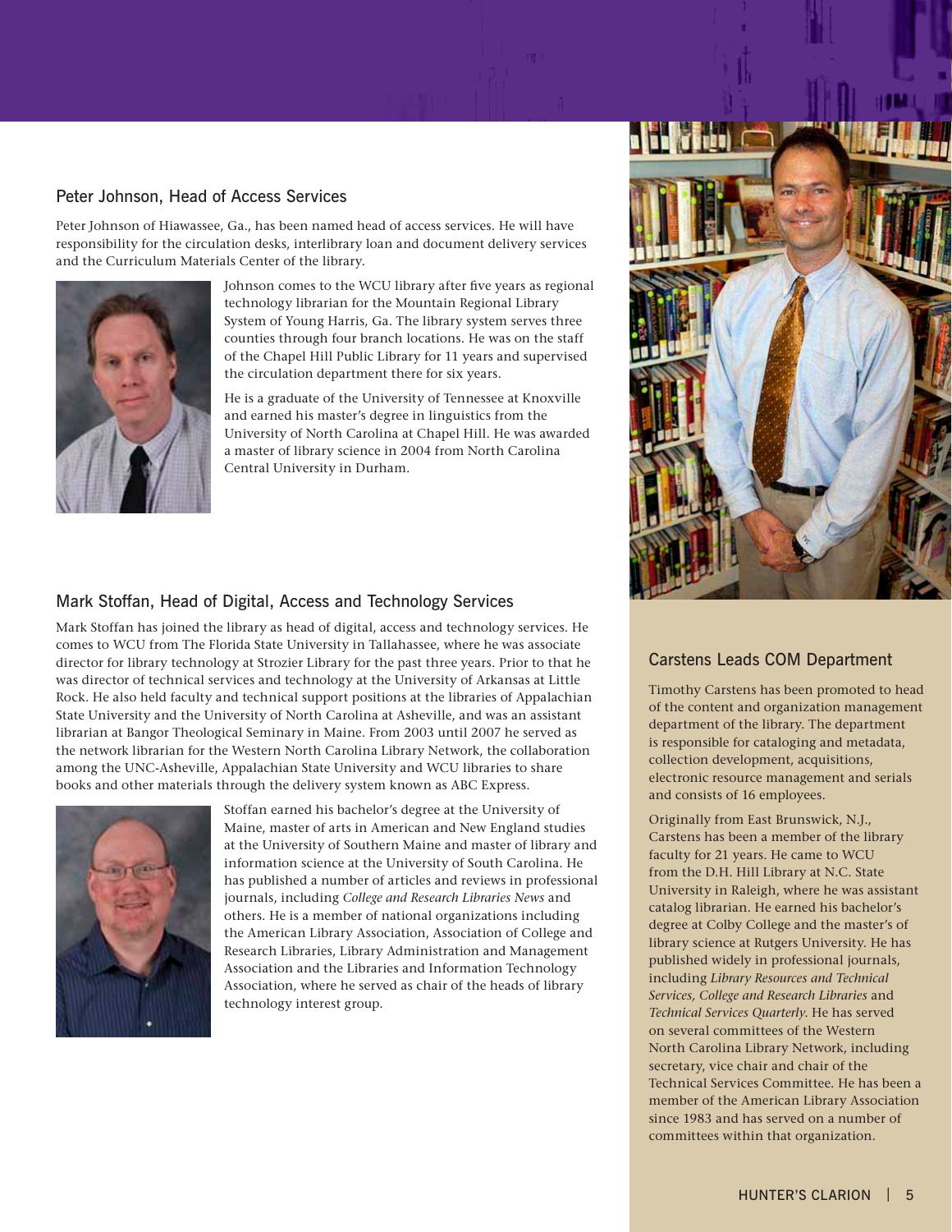## Peter Johnson, Head of Access Services

Peter Johnson of Hiawassee, Ga., has been named head of access services. He will have responsibility for the circulation desks, interlibrary loan and document delivery services and the Curriculum Materials Center of the library.

Johnson comes to the WCU library after five years as regional technology librarian for the Mountain Regional Library System of Young Harris, Ga. The library system serves three counties through four branch locations. He was on the staff of the Chapel Hill Public Library for 11 years and supervised the circulation department there for six years.

He is a graduate of the University of Tennessee at Knoxville and earned his master's degree in linguistics from the University of North Carolina at Chapel Hill. He was awarded a master of library science in 2004 from North Carolina Central University in Durham.

## Mark Stoffan, Head of Digital, Access and Technology Services

Mark Stoffan has joined the library as head of digital, access and technology services. He comes to WCU from The Florida State University in Tallahassee, where he was associate director for library technology at Strozier Library for the past three years. Prior to that he was director of technical services and technology at the University of Arkansas at Little Rock. He also held faculty and technical support positions at the libraries of Appalachian State University and the University of North Carolina at Asheville, and was an assistant librarian at Bangor Theological Seminary in Maine. From 2003 until 2007 he served as the network librarian for the Western North Carolina Library Network, the collaboration among the UNC-Asheville, Appalachian State University and WCU libraries to share books and other materials through the delivery system known as ABC Express.

Stoffan earned his bachelor's degree at the University of Maine, master of arts in American and New England studies at the University of Southern Maine and master of library and information science at the University of South Carolina. He has published a number of articles and reviews in professional journals, including *College and Research Libraries News* and others. He is a member of national organizations including the American Library Association, Association of College and Research Libraries, Library Administration and Management Association and the Libraries and Information Technology Association, where he served as chair of the heads of library technology interest group.

## Carstens Leads COM Department

Timothy Carstens has been promoted to head of the content and organization management department of the library. The department is responsible for cataloging and metadata, collection development, acquisitions, electronic resource management and serials and consists of 16 employees.

Originally from East Brunswick, N.J., Carstens has been a member of the library faculty for 21 years. He came to WCU from the D.H. Hill Library at N.C. State University in Raleigh, where he was assistant catalog librarian. He earned his bachelor's degree at Colby College and the master's of library science at Rutgers University. He has published widely in professional journals, including *Library Resources and Technical Services, College and Research Libraries* and *Technical Services Quarterly.* He has served on several committees of the Western North Carolina Library Network, including secretary, vice chair and chair of the Technical Services Committee. He has been a member of the American Library Association since 1983 and has served on a number of committees within that organization.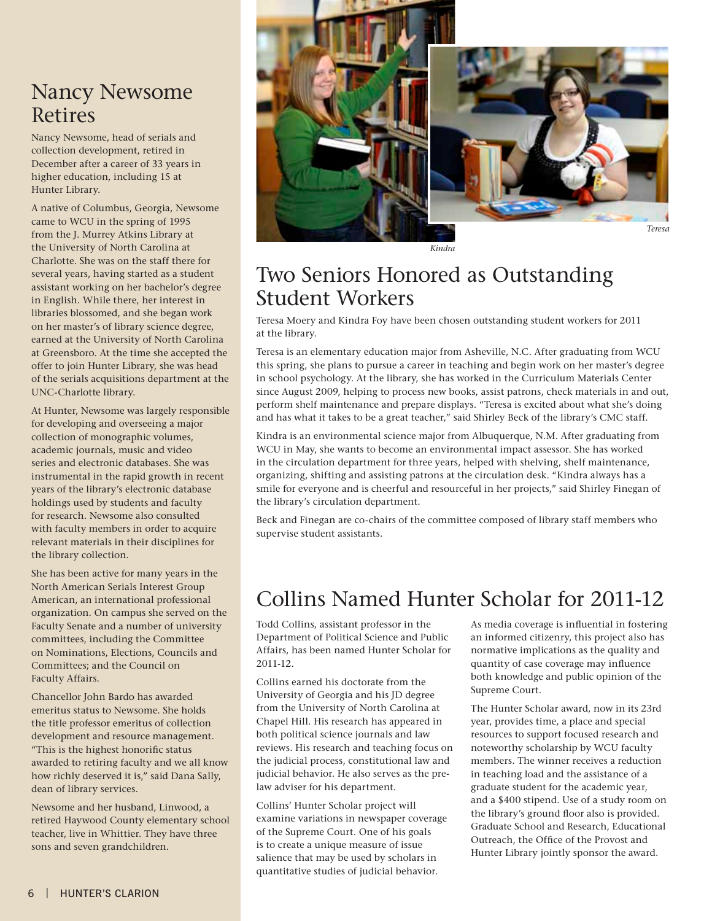## Nancy Newsome Retires

Nancy Newsome, head of serials and collection development, retired in December after a career of 33 years in higher education, including 15 at Hunter Library.

A native of Columbus, Georgia, Newsome came to WCU in the spring of 1995 from the J. Murrey Atkins Library at the University of North Carolina at Charlotte. She was on the staff there for several years, having started as a student assistant working on her bachelor's degree in English. While there, her interest in libraries blossomed, and she began work on her master's of library science degree, earned at the University of North Carolina at Greensboro. At the time she accepted the offer to join Hunter Library, she was head of the serials acquisitions department at the UNC-Charlotte library.

At Hunter, Newsome was largely responsible for developing and overseeing a major collection of monographic volumes, academic journals, music and video series and electronic databases. She was instrumental in the rapid growth in recent years of the library's electronic database holdings used by students and faculty for research. Newsome also consulted with faculty members in order to acquire relevant materials in their disciplines for the library collection.

She has been active for many years in the North American Serials Interest Group American, an international professional organization. On campus she served on the Faculty Senate and a number of university committees, including the Committee on Nominations, Elections, Councils and Committees; and the Council on Faculty Affairs.

Chancellor John Bardo has awarded emeritus status to Newsome. She holds the title professor emeritus of collection development and resource management. "This is the highest honorific status awarded to retiring faculty and we all know how richly deserved it is," said Dana Sally, dean of library services.

Newsome and her husband, Linwood, a retired Haywood County elementary school teacher, live in Whittier. They have three sons and seven grandchildren.

*Kindra*

*Teresa*

## Two Seniors Honored as Outstanding Student Workers

Teresa Moery and Kindra Foy have been chosen outstanding student workers for 2011 at the library.

Teresa is an elementary education major from Asheville, N.C. After graduating from WCU this spring, she plans to pursue a career in teaching and begin work on her master's degree in school psychology. At the library, she has worked in the Curriculum Materials Center since August 2009, helping to process new books, assist patrons, check materials in and out, perform shelf maintenance and prepare displays. "Teresa is excited about what she's doing and has what it takes to be a great teacher," said Shirley Beck of the library's CMC staff.

Kindra is an environmental science major from Albuquerque, N.M. After graduating from WCU in May, she wants to become an environmental impact assessor. She has worked in the circulation department for three years, helped with shelving, shelf maintenance, organizing, shifting and assisting patrons at the circulation desk. "Kindra always has a smile for everyone and is cheerful and resourceful in her projects," said Shirley Finegan of the library's circulation department.

Beck and Finegan are co-chairs of the committee composed of library staff members who supervise student assistants.

## Collins Named Hunter Scholar for 2011-12

Todd Collins, assistant professor in the Department of Political Science and Public Affairs, has been named Hunter Scholar for 2011-12.

Collins earned his doctorate from the University of Georgia and his JD degree from the University of North Carolina at Chapel Hill. His research has appeared in both political science journals and law reviews. His research and teaching focus on the judicial process, constitutional law and judicial behavior. He also serves as the pre-law adviser for his department.

Collins' Hunter Scholar project will examine variations in newspaper coverage of the Supreme Court. One of his goals is to create a unique measure of issue salience that may be used by scholars in quantitative studies of judicial behavior.

As media coverage is influential in fostering an informed citizenry, this project also has normative implications as the quality and quantity of case coverage may influence both knowledge and public opinion of the Supreme Court.

The Hunter Scholar award, now in its 23rd year, provides time, a place and special resources to support focused research and noteworthy scholarship by WCU faculty members. The winner receives a reduction in teaching load and the assistance of a graduate student for the academic year, and a $400 stipend. Use of a study room on the library's ground floor also is provided. Graduate School and Research, Educational Outreach, the Office of the Provost and Hunter Library jointly sponsor the award.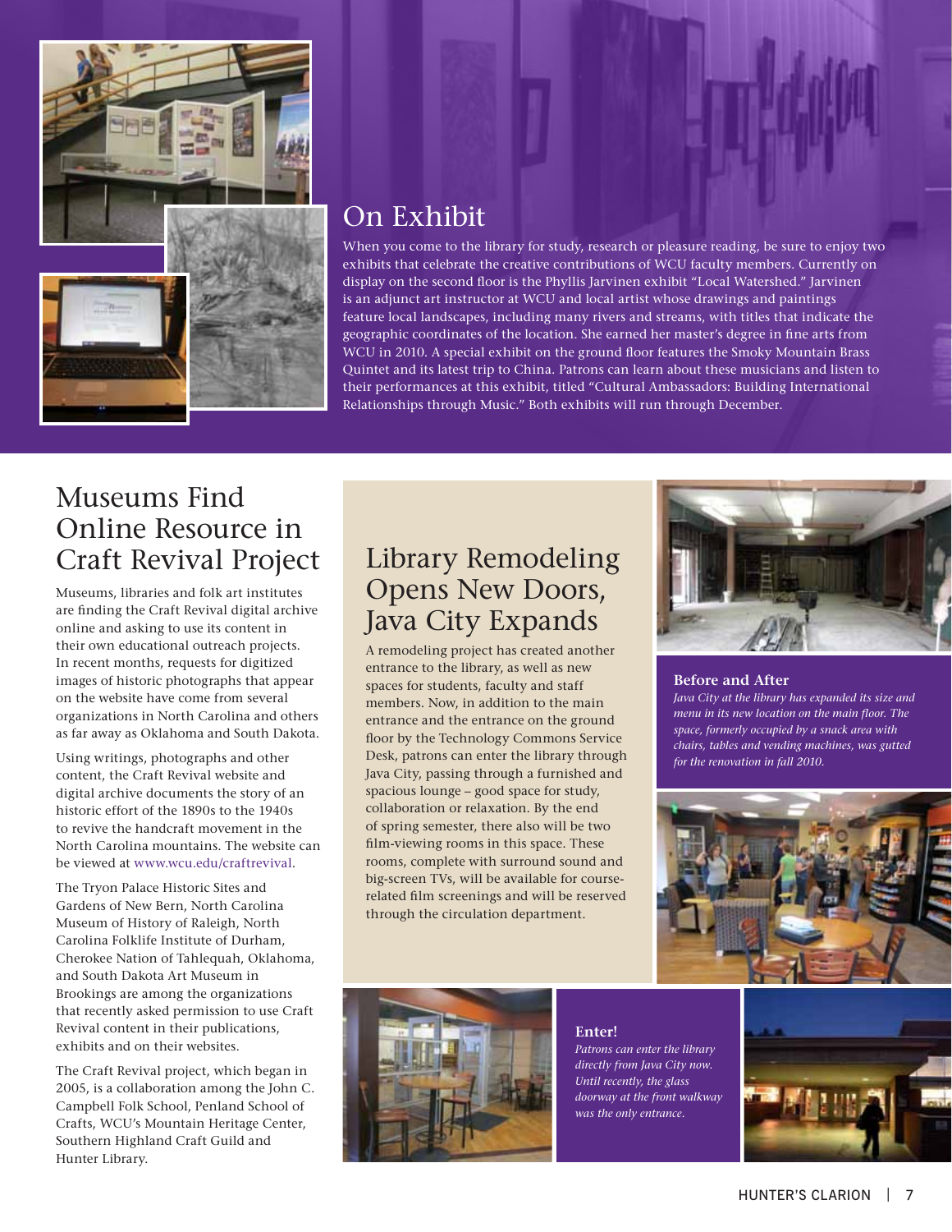## On Exhibit

When you come to the library for study, research or pleasure reading, be sure to enjoy two exhibits that celebrate the creative contributions of WCU faculty members. Currently on display on the second floor is the Phyllis Jarvinen exhibit "Local Watershed." Jarvinen is an adjunct art instructor at WCU and local artist whose drawings and paintings feature local landscapes, including many rivers and streams, with titles that indicate the geographic coordinates of the location. She earned her master's degree in fine arts from WCU in 2010. A special exhibit on the ground floor features the Smoky Mountain Brass Quintet and its latest trip to China. Patrons can learn about these musicians and listen to their performances at this exhibit, titled "Cultural Ambassadors: Building International Relationships through Music." Both exhibits will run through December.

## Museums Find Online Resource in Craft Revival Project

Museums, libraries and folk art institutes are finding the Craft Revival digital archive online and asking to use its content in their own educational outreach projects. In recent months, requests for digitized images of historic photographs that appear on the website have come from several organizations in North Carolina and others as far away as Oklahoma and South Dakota.

Using writings, photographs and other content, the Craft Revival website and digital archive documents the story of an historic effort of the 1890s to the 1940s to revive the handcraft movement in the North Carolina mountains. The website can be viewed at www.wcu.edu/craftrevival.

The Tryon Palace Historic Sites and Gardens of New Bern, North Carolina Museum of History of Raleigh, North Carolina Folklife Institute of Durham, Cherokee Nation of Tahlequah, Oklahoma, and South Dakota Art Museum in Brookings are among the organizations that recently asked permission to use Craft Revival content in their publications, exhibits and on their websites.

The Craft Revival project, which began in 2005, is a collaboration among the John C. Campbell Folk School, Penland School of Crafts, WCU's Mountain Heritage Center, Southern Highland Craft Guild and Hunter Library.

## Library Remodeling Opens New Doors, Java City Expands

A remodeling project has created another entrance to the library, as well as new spaces for students, faculty and staff members. Now, in addition to the main entrance and the entrance on the ground floor by the Technology Commons Service Desk, patrons can enter the library through Java City, passing through a furnished and spacious lounge – good space for study, collaboration or relaxation. By the end of spring semester, there also will be two film-viewing rooms in this space. These rooms, complete with surround sound and big-screen TVs, will be available for course-related film screenings and will be reserved through the circulation department.

**Before and After**

*Java City at the library has expanded its size and menu in its new location on the main floor. The space, formerly occupied by a snack area with chairs, tables and vending machines, was gutted for the renovation in fall 2010.*

**Enter!**

*Patrons can enter the library directly from Java City now. Until recently, the glass doorway at the front walkway was the only entrance.*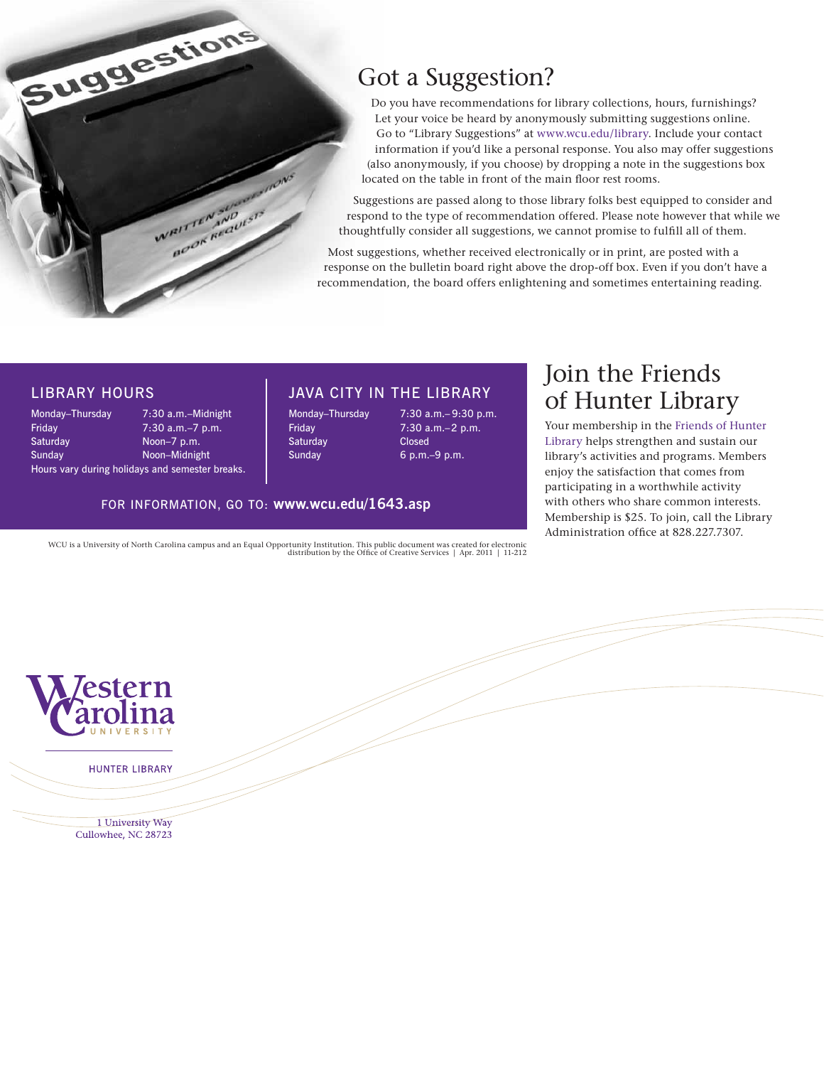# Got a Suggestion?

Do you have recommendations for library collections, hours, furnishings? Let your voice be heard by anonymously submitting suggestions online. Go to "Library Suggestions" at www.wcu.edu/library. Include your contact information if you'd like a personal response. You also may offer suggestions (also anonymously, if you choose) by dropping a note in the suggestions box located on the table in front of the main floor rest rooms.

Suggestions are passed along to those library folks best equipped to consider and respond to the type of recommendation offered. Please note however that while we thoughtfully consider all suggestions, we cannot promise to fulfill all of them.

Most suggestions, whether received electronically or in print, are posted with a response on the bulletin board right above the drop-off box. Even if you don't have a recommendation, the board offers enlightening and sometimes entertaining reading.

## LIBRARY HOURS

| | |
|---|---|
| Monday–Thursday | 7:30 a.m.–Midnight |
| Friday | 7:30 a.m.–7 p.m. |
| Saturday | Noon–7 p.m. |
| Sunday | Noon–Midnight |

Hours vary during holidays and semester breaks.

## JAVA CITY IN THE LIBRARY

| | |
|---|---|
| Monday–Thursday | 7:30 a.m.–9:30 p.m. |
| Friday | 7:30 a.m.–2 p.m. |
| Saturday | Closed |
| Sunday | 6 p.m.–9 p.m. |

FOR INFORMATION, GO TO: **www.wcu.edu/1643.asp**

WCU is a University of North Carolina campus and an Equal Opportunity Institution. This public document was created for electronic distribution by the Office of Creative Services | Apr. 2011 | 11-212

# Join the Friends of Hunter Library

Your membership in the Friends of Hunter Library helps strengthen and sustain our library's activities and programs. Members enjoy the satisfaction that comes from participating in a worthwhile activity with others who share common interests. Membership is $25. To join, call the Library Administration office at 828.227.7307.

Western Carolina University

HUNTER LIBRARY

1 University Way
Cullowhee, NC 28723